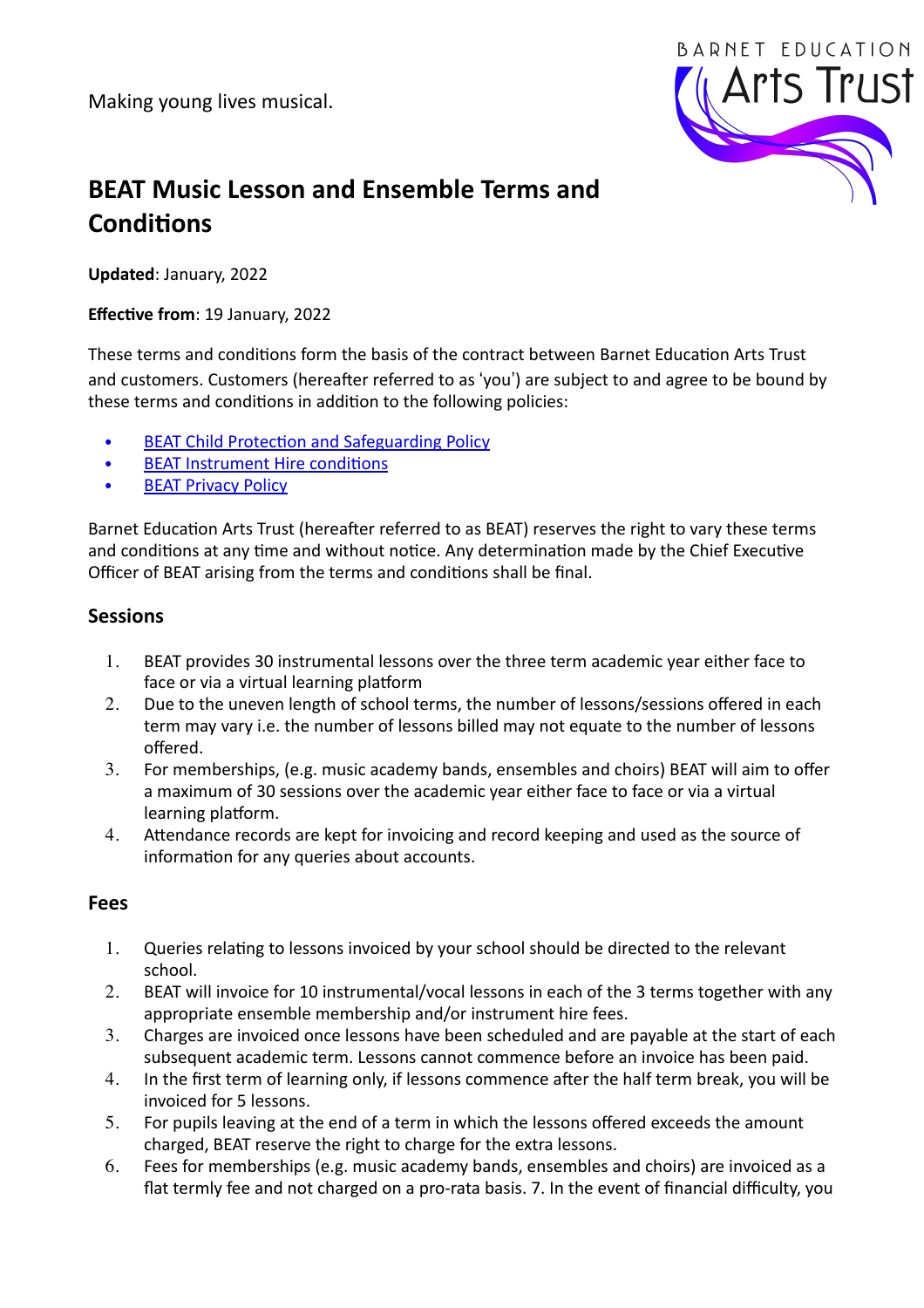Making young lives musical.

BARNET EDUCATION Arts Trust

# BEAT Music Lesson and Ensemble Terms and Conditions

**Updated**: January, 2022

**Effective from**: 19 January, 2022

These terms and conditions form the basis of the contract between Barnet Education Arts Trust and customers. Customers (hereafter referred to as 'you') are subject to and agree to be bound by these terms and conditions in addition to the following policies:

- BEAT Child Protection and Safeguarding Policy
- BEAT Instrument Hire conditions
- BEAT Privacy Policy

Barnet Education Arts Trust (hereafter referred to as BEAT) reserves the right to vary these terms and conditions at any time and without notice. Any determination made by the Chief Executive Officer of BEAT arising from the terms and conditions shall be final.

## Sessions

1. BEAT provides 30 instrumental lessons over the three term academic year either face to face or via a virtual learning platform
2. Due to the uneven length of school terms, the number of lessons/sessions offered in each term may vary i.e. the number of lessons billed may not equate to the number of lessons offered.
3. For memberships, (e.g. music academy bands, ensembles and choirs) BEAT will aim to offer a maximum of 30 sessions over the academic year either face to face or via a virtual learning platform.
4. Attendance records are kept for invoicing and record keeping and used as the source of information for any queries about accounts.

## Fees

1. Queries relating to lessons invoiced by your school should be directed to the relevant school.
2. BEAT will invoice for 10 instrumental/vocal lessons in each of the 3 terms together with any appropriate ensemble membership and/or instrument hire fees.
3. Charges are invoiced once lessons have been scheduled and are payable at the start of each subsequent academic term. Lessons cannot commence before an invoice has been paid.
4. In the first term of learning only, if lessons commence after the half term break, you will be invoiced for 5 lessons.
5. For pupils leaving at the end of a term in which the lessons offered exceeds the amount charged, BEAT reserve the right to charge for the extra lessons.
6. Fees for memberships (e.g. music academy bands, ensembles and choirs) are invoiced as a flat termly fee and not charged on a pro-rata basis. 7. In the event of financial difficulty, you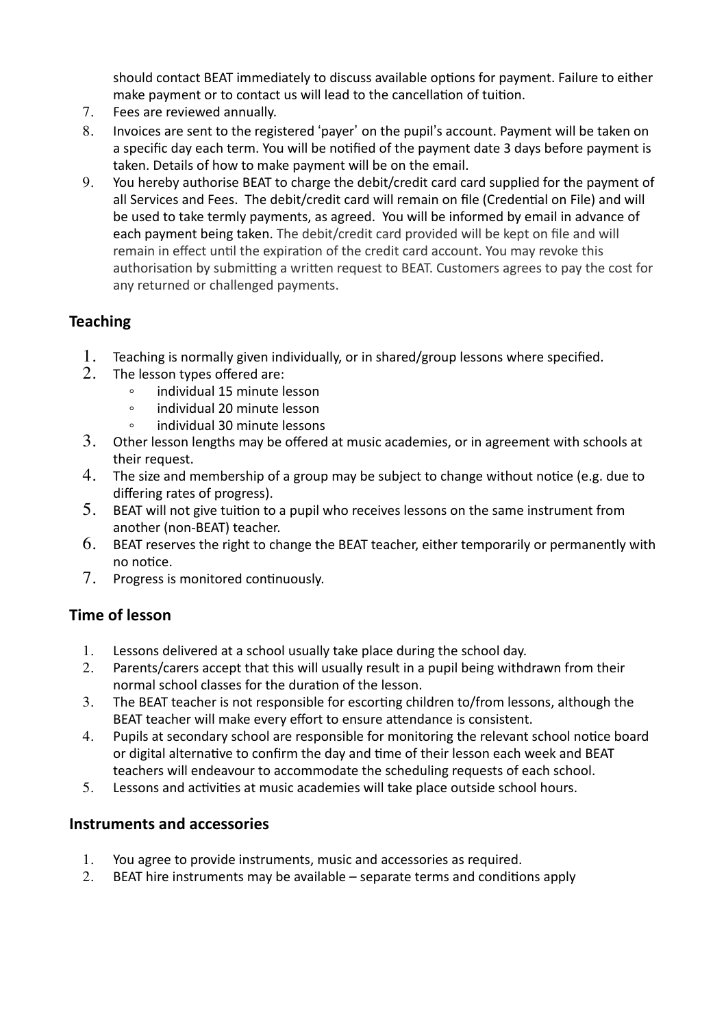should contact BEAT immediately to discuss available options for payment. Failure to either make payment or to contact us will lead to the cancellation of tuition.

7. Fees are reviewed annually.
8. Invoices are sent to the registered 'payer' on the pupil's account. Payment will be taken on a specific day each term. You will be notified of the payment date 3 days before payment is taken. Details of how to make payment will be on the email.
9. You hereby authorise BEAT to charge the debit/credit card card supplied for the payment of all Services and Fees. The debit/credit card will remain on file (Credential on File) and will be used to take termly payments, as agreed. You will be informed by email in advance of each payment being taken. The debit/credit card provided will be kept on file and will remain in effect until the expiration of the credit card account. You may revoke this authorisation by submitting a written request to BEAT. Customers agrees to pay the cost for any returned or challenged payments.

## Teaching

1. Teaching is normally given individually, or in shared/group lessons where specified.
2. The lesson types offered are:
   - individual 15 minute lesson
   - individual 20 minute lesson
   - individual 30 minute lessons
3. Other lesson lengths may be offered at music academies, or in agreement with schools at their request.
4. The size and membership of a group may be subject to change without notice (e.g. due to differing rates of progress).
5. BEAT will not give tuition to a pupil who receives lessons on the same instrument from another (non-BEAT) teacher.
6. BEAT reserves the right to change the BEAT teacher, either temporarily or permanently with no notice.
7. Progress is monitored continuously.

## Time of lesson

1. Lessons delivered at a school usually take place during the school day.
2. Parents/carers accept that this will usually result in a pupil being withdrawn from their normal school classes for the duration of the lesson.
3. The BEAT teacher is not responsible for escorting children to/from lessons, although the BEAT teacher will make every effort to ensure attendance is consistent.
4. Pupils at secondary school are responsible for monitoring the relevant school notice board or digital alternative to confirm the day and time of their lesson each week and BEAT teachers will endeavour to accommodate the scheduling requests of each school.
5. Lessons and activities at music academies will take place outside school hours.

## Instruments and accessories

1. You agree to provide instruments, music and accessories as required.
2. BEAT hire instruments may be available – separate terms and conditions apply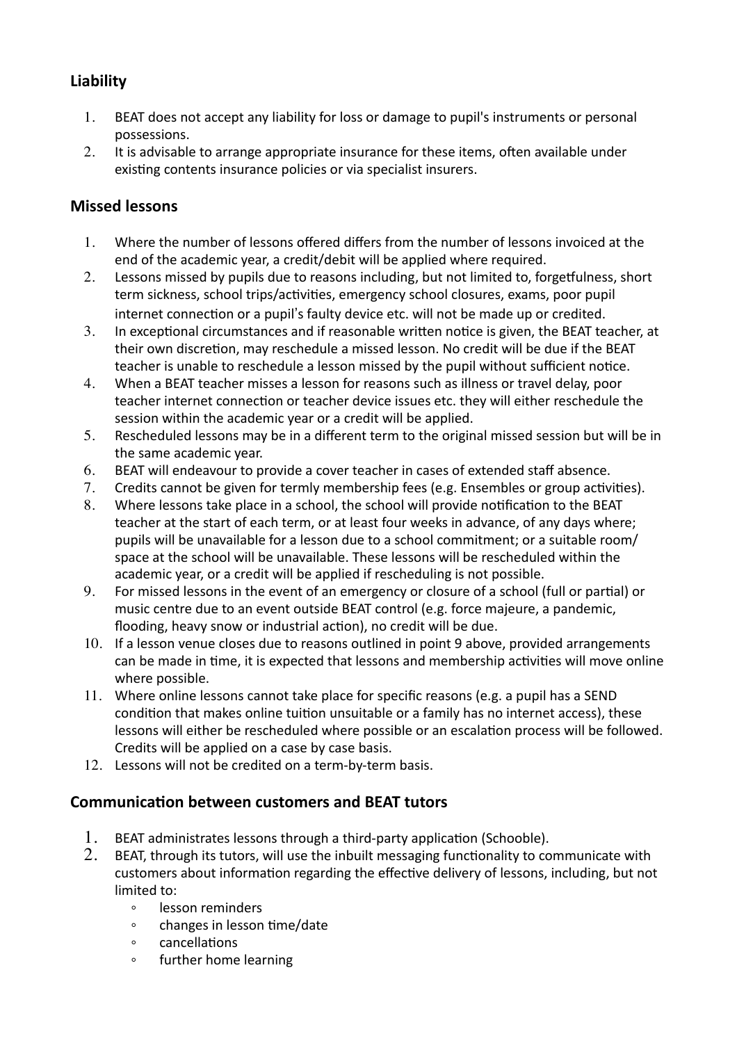## Liability

1. BEAT does not accept any liability for loss or damage to pupil's instruments or personal possessions.
2. It is advisable to arrange appropriate insurance for these items, often available under existing contents insurance policies or via specialist insurers.

## Missed lessons

1. Where the number of lessons offered differs from the number of lessons invoiced at the end of the academic year, a credit/debit will be applied where required.
2. Lessons missed by pupils due to reasons including, but not limited to, forgetfulness, short term sickness, school trips/activities, emergency school closures, exams, poor pupil internet connection or a pupil's faulty device etc. will not be made up or credited.
3. In exceptional circumstances and if reasonable written notice is given, the BEAT teacher, at their own discretion, may reschedule a missed lesson. No credit will be due if the BEAT teacher is unable to reschedule a lesson missed by the pupil without sufficient notice.
4. When a BEAT teacher misses a lesson for reasons such as illness or travel delay, poor teacher internet connection or teacher device issues etc. they will either reschedule the session within the academic year or a credit will be applied.
5. Rescheduled lessons may be in a different term to the original missed session but will be in the same academic year.
6. BEAT will endeavour to provide a cover teacher in cases of extended staff absence.
7. Credits cannot be given for termly membership fees (e.g. Ensembles or group activities).
8. Where lessons take place in a school, the school will provide notification to the BEAT teacher at the start of each term, or at least four weeks in advance, of any days where; pupils will be unavailable for a lesson due to a school commitment; or a suitable room/ space at the school will be unavailable. These lessons will be rescheduled within the academic year, or a credit will be applied if rescheduling is not possible.
9. For missed lessons in the event of an emergency or closure of a school (full or partial) or music centre due to an event outside BEAT control (e.g. force majeure, a pandemic, flooding, heavy snow or industrial action), no credit will be due.
10. If a lesson venue closes due to reasons outlined in point 9 above, provided arrangements can be made in time, it is expected that lessons and membership activities will move online where possible.
11. Where online lessons cannot take place for specific reasons (e.g. a pupil has a SEND condition that makes online tuition unsuitable or a family has no internet access), these lessons will either be rescheduled where possible or an escalation process will be followed. Credits will be applied on a case by case basis.
12. Lessons will not be credited on a term-by-term basis.

## Communication between customers and BEAT tutors

1. BEAT administrates lessons through a third-party application (Schooble).
2. BEAT, through its tutors, will use the inbuilt messaging functionality to communicate with customers about information regarding the effective delivery of lessons, including, but not limited to:
    - lesson reminders
    - changes in lesson time/date
    - cancellations
    - further home learning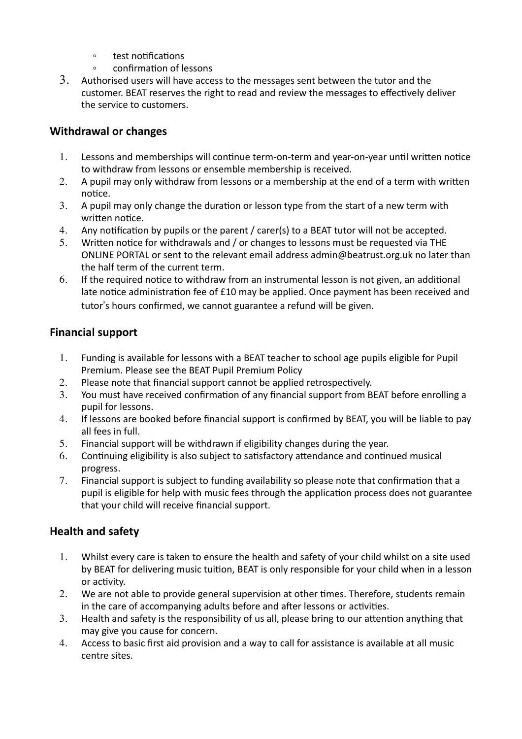- test notifications
    - confirmation of lessons
3. Authorised users will have access to the messages sent between the tutor and the customer. BEAT reserves the right to read and review the messages to effectively deliver the service to customers.

## Withdrawal or changes

1. Lessons and memberships will continue term-on-term and year-on-year until written notice to withdraw from lessons or ensemble membership is received.
2. A pupil may only withdraw from lessons or a membership at the end of a term with written notice.
3. A pupil may only change the duration or lesson type from the start of a new term with written notice.
4. Any notification by pupils or the parent / carer(s) to a BEAT tutor will not be accepted.
5. Written notice for withdrawals and / or changes to lessons must be requested via THE ONLINE PORTAL or sent to the relevant email address admin@beatrust.org.uk no later than the half term of the current term.
6. If the required notice to withdraw from an instrumental lesson is not given, an additional late notice administration fee of £10 may be applied. Once payment has been received and tutor's hours confirmed, we cannot guarantee a refund will be given.

## Financial support

1. Funding is available for lessons with a BEAT teacher to school age pupils eligible for Pupil Premium. Please see the BEAT Pupil Premium Policy
2. Please note that financial support cannot be applied retrospectively.
3. You must have received confirmation of any financial support from BEAT before enrolling a pupil for lessons.
4. If lessons are booked before financial support is confirmed by BEAT, you will be liable to pay all fees in full.
5. Financial support will be withdrawn if eligibility changes during the year.
6. Continuing eligibility is also subject to satisfactory attendance and continued musical progress.
7. Financial support is subject to funding availability so please note that confirmation that a pupil is eligible for help with music fees through the application process does not guarantee that your child will receive financial support.

## Health and safety

1. Whilst every care is taken to ensure the health and safety of your child whilst on a site used by BEAT for delivering music tuition, BEAT is only responsible for your child when in a lesson or activity.
2. We are not able to provide general supervision at other times. Therefore, students remain in the care of accompanying adults before and after lessons or activities.
3. Health and safety is the responsibility of us all, please bring to our attention anything that may give you cause for concern.
4. Access to basic first aid provision and a way to call for assistance is available at all music centre sites.